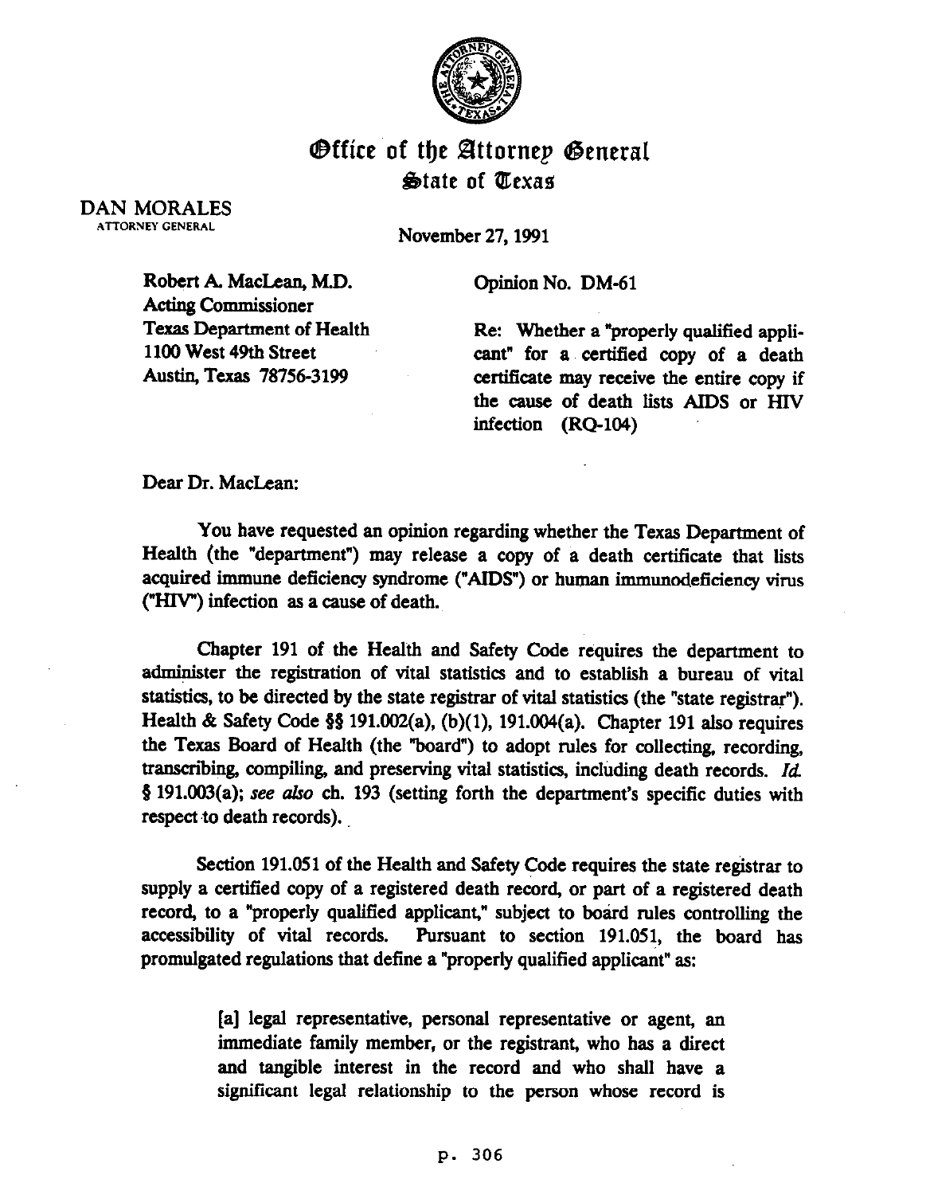# Office of the Attorney General
## State of Texas

DAN MORALES
ATTORNEY GENERAL

November 27, 1991

Robert A. MacLean, M.D.
Acting Commissioner
Texas Department of Health
1100 West 49th Street
Austin, Texas 78756-3199

Opinion No. DM-61

Re: Whether a "properly qualified applicant" for a certified copy of a death certificate may receive the entire copy if the cause of death lists AIDS or HIV infection (RQ-104)

Dear Dr. MacLean:

You have requested an opinion regarding whether the Texas Department of Health (the "department") may release a copy of a death certificate that lists acquired immune deficiency syndrome ("AIDS") or human immunodeficiency virus ("HIV") infection as a cause of death.

Chapter 191 of the Health and Safety Code requires the department to administer the registration of vital statistics and to establish a bureau of vital statistics, to be directed by the state registrar of vital statistics (the "state registrar"). Health & Safety Code §§ 191.002(a), (b)(1), 191.004(a). Chapter 191 also requires the Texas Board of Health (the "board") to adopt rules for collecting, recording, transcribing, compiling, and preserving vital statistics, including death records. *Id.* § 191.003(a); *see also* ch. 193 (setting forth the department's specific duties with respect to death records).

Section 191.051 of the Health and Safety Code requires the state registrar to supply a certified copy of a registered death record, or part of a registered death record, to a "properly qualified applicant," subject to board rules controlling the accessibility of vital records. Pursuant to section 191.051, the board has promulgated regulations that define a "properly qualified applicant" as:

> [a] legal representative, personal representative or agent, an immediate family member, or the registrant, who has a direct and tangible interest in the record and who shall have a significant legal relationship to the person whose record is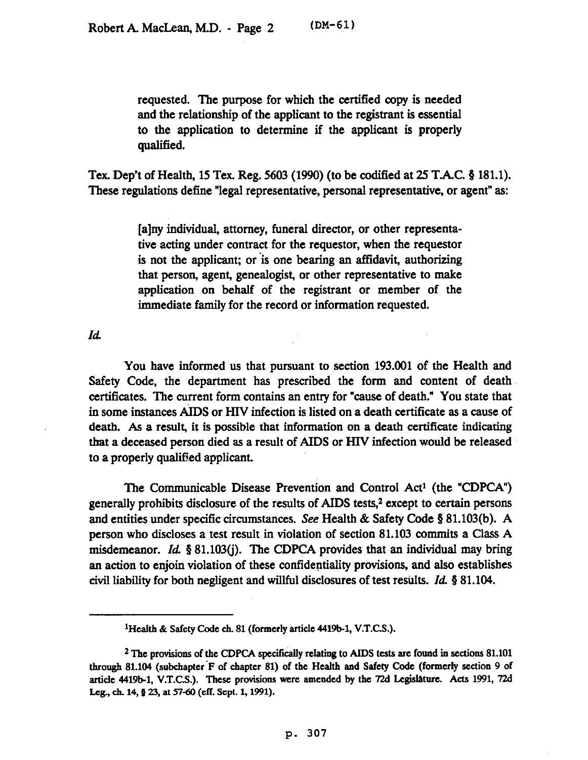requested. The purpose for which the certified copy is needed and the relationship of the applicant to the registrant is essential to the application to determine if the applicant is properly qualified.

Tex. Dep't of Health, 15 Tex. Reg. 5603 (1990) (to be codified at 25 T.A.C. § 181.1). These regulations define "legal representative, personal representative, or agent" as:

> [a]ny individual, attorney, funeral director, or other representative acting under contract for the requestor, when the requestor is not the applicant; or is one bearing an affidavit, authorizing that person, agent, genealogist, or other representative to make application on behalf of the registrant or member of the immediate family for the record or information requested.

*Id.*

You have informed us that pursuant to section 193.001 of the Health and Safety Code, the department has prescribed the form and content of death certificates. The current form contains an entry for "cause of death." You state that in some instances AIDS or HIV infection is listed on a death certificate as a cause of death. As a result, it is possible that information on a death certificate indicating that a deceased person died as a result of AIDS or HIV infection would be released to a properly qualified applicant.

The Communicable Disease Prevention and Control Act[1] (the "CDPCA") generally prohibits disclosure of the results of AIDS tests,[2] except to certain persons and entities under specific circumstances. *See* Health & Safety Code § 81.103(b). A person who discloses a test result in violation of section 81.103 commits a Class A misdemeanor. *Id.* § 81.103(j). The CDPCA provides that an individual may bring an action to enjoin violation of these confidentiality provisions, and also establishes civil liability for both negligent and willful disclosures of test results. *Id.* § 81.104.

---

[1] Health & Safety Code ch. 81 (formerly article 4419b-1, V.T.C.S.).

[2] The provisions of the CDPCA specifically relating to AIDS tests are found in sections 81.101 through 81.104 (subchapter F of chapter 81) of the Health and Safety Code (formerly section 9 of article 4419b-1, V.T.C.S.). These provisions were amended by the 72d Legislature. Acts 1991, 72d Leg., ch. 14, § 23, at 57-60 (eff. Sept. 1, 1991).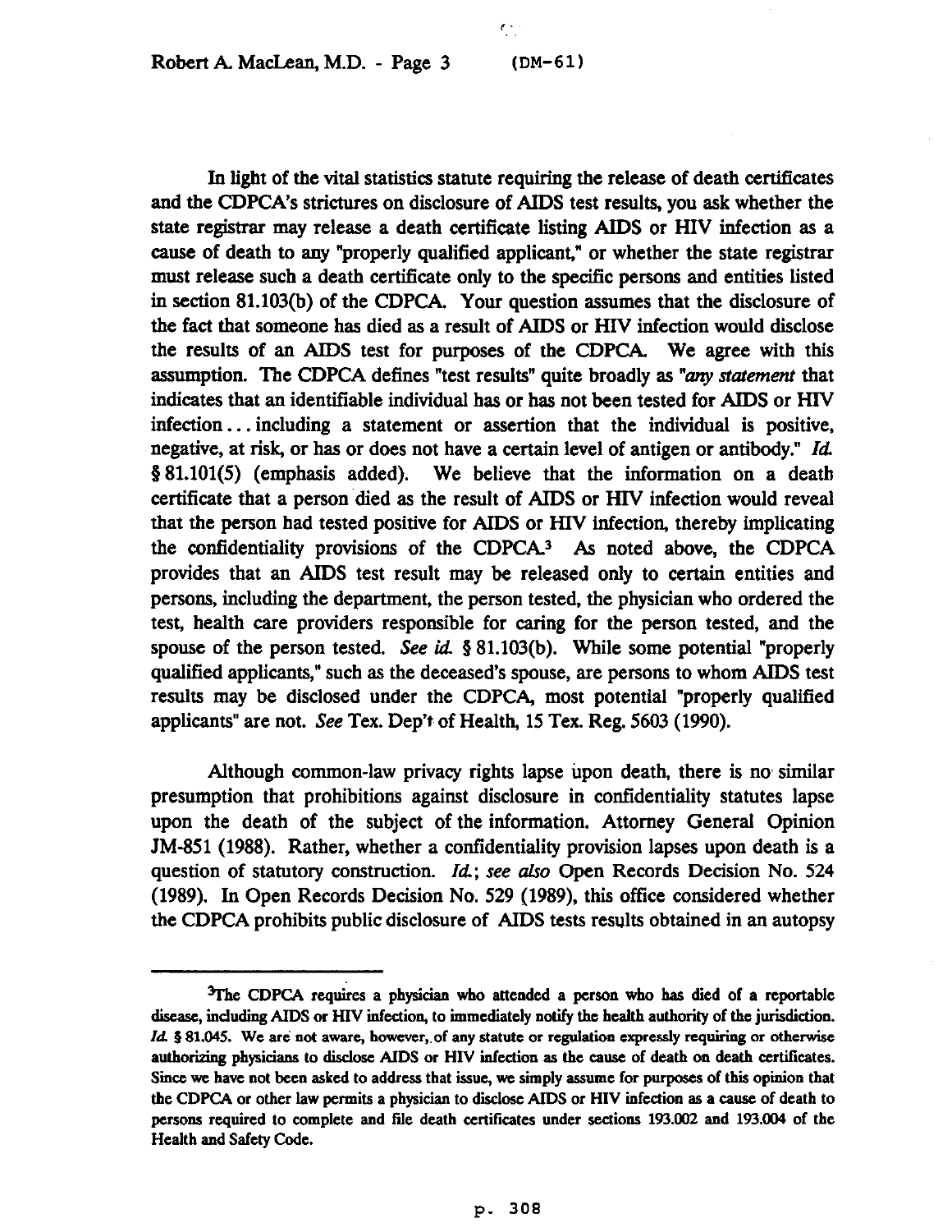In light of the vital statistics statute requiring the release of death certificates and the CDPCA's strictures on disclosure of AIDS test results, you ask whether the state registrar may release a death certificate listing AIDS or HIV infection as a cause of death to any "properly qualified applicant," or whether the state registrar must release such a death certificate only to the specific persons and entities listed in section 81.103(b) of the CDPCA. Your question assumes that the disclosure of the fact that someone has died as a result of AIDS or HIV infection would disclose the results of an AIDS test for purposes of the CDPCA. We agree with this assumption. The CDPCA defines "test results" quite broadly as "*any statement* that indicates that an identifiable individual has or has not been tested for AIDS or HIV infection . . . including a statement or assertion that the individual is positive, negative, at risk, or has or does not have a certain level of antigen or antibody." *Id.* § 81.101(5) (emphasis added). We believe that the information on a death certificate that a person died as the result of AIDS or HIV infection would reveal that the person had tested positive for AIDS or HIV infection, thereby implicating the confidentiality provisions of the CDPCA.[3] As noted above, the CDPCA provides that an AIDS test result may be released only to certain entities and persons, including the department, the person tested, the physician who ordered the test, health care providers responsible for caring for the person tested, and the spouse of the person tested. *See id.* § 81.103(b). While some potential "properly qualified applicants," such as the deceased's spouse, are persons to whom AIDS test results may be disclosed under the CDPCA, most potential "properly qualified applicants" are not. *See* Tex. Dep't of Health, 15 Tex. Reg. 5603 (1990).

Although common-law privacy rights lapse upon death, there is no similar presumption that prohibitions against disclosure in confidentiality statutes lapse upon the death of the subject of the information. Attorney General Opinion JM-851 (1988). Rather, whether a confidentiality provision lapses upon death is a question of statutory construction. *Id.*; *see also* Open Records Decision No. 524 (1989). In Open Records Decision No. 529 (1989), this office considered whether the CDPCA prohibits public disclosure of AIDS tests results obtained in an autopsy

---

[3]The CDPCA requires a physician who attended a person who has died of a reportable disease, including AIDS or HIV infection, to immediately notify the health authority of the jurisdiction. *Id.* § 81.045. We are not aware, however, of any statute or regulation expressly requiring or otherwise authorizing physicians to disclose AIDS or HIV infection as the cause of death on death certificates. Since we have not been asked to address that issue, we simply assume for purposes of this opinion that the CDPCA or other law permits a physician to disclose AIDS or HIV infection as a cause of death to persons required to complete and file death certificates under sections 193.002 and 193.004 of the Health and Safety Code.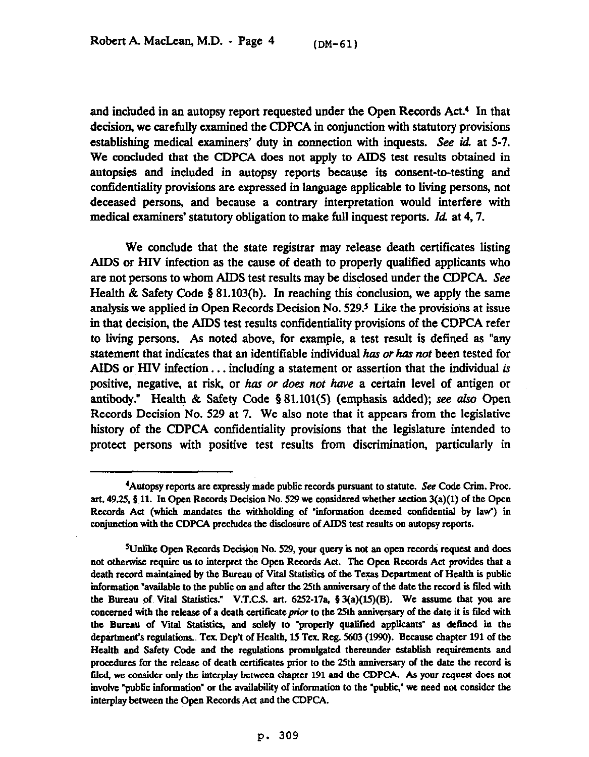and included in an autopsy report requested under the Open Records Act.[4] In that decision, we carefully examined the CDPCA in conjunction with statutory provisions establishing medical examiners' duty in connection with inquests. *See id.* at 5-7. We concluded that the CDPCA does not apply to AIDS test results obtained in autopsies and included in autopsy reports because its consent-to-testing and confidentiality provisions are expressed in language applicable to living persons, not deceased persons, and because a contrary interpretation would interfere with medical examiners' statutory obligation to make full inquest reports. *Id.* at 4, 7.

We conclude that the state registrar may release death certificates listing AIDS or HIV infection as the cause of death to properly qualified applicants who are not persons to whom AIDS test results may be disclosed under the CDPCA. *See* Health & Safety Code § 81.103(b). In reaching this conclusion, we apply the same analysis we applied in Open Records Decision No. 529.[5] Like the provisions at issue in that decision, the AIDS test results confidentiality provisions of the CDPCA refer to living persons. As noted above, for example, a test result is defined as "any statement that indicates that an identifiable individual *has or has not* been tested for AIDS or HIV infection . . . including a statement or assertion that the individual *is* positive, negative, at risk, or *has or does not have* a certain level of antigen or antibody." Health & Safety Code § 81.101(5) (emphasis added); *see also* Open Records Decision No. 529 at 7. We also note that it appears from the legislative history of the CDPCA confidentiality provisions that the legislature intended to protect persons with positive test results from discrimination, particularly in

---

[4]Autopsy reports are expressly made public records pursuant to statute. *See* Code Crim. Proc. art. 49.25, § 11. In Open Records Decision No. 529 we considered whether section 3(a)(1) of the Open Records Act (which mandates the withholding of "information deemed confidential by law") in conjunction with the CDPCA precludes the disclosure of AIDS test results on autopsy reports.

[5]Unlike Open Records Decision No. 529, your query is not an open records request and does not otherwise require us to interpret the Open Records Act. The Open Records Act provides that a death record maintained by the Bureau of Vital Statistics of the Texas Department of Health is public information "available to the public on and after the 25th anniversary of the date the record is filed with the Bureau of Vital Statistics." V.T.C.S. art. 6252-17a, § 3(a)(15)(B). We assume that you are concerned with the release of a death certificate *prior* to the 25th anniversary of the date it is filed with the Bureau of Vital Statistics, and solely to "properly qualified applicants" as defined in the department's regulations. Tex. Dep't of Health, 15 Tex. Reg. 5603 (1990). Because chapter 191 of the Health and Safety Code and the regulations promulgated thereunder establish requirements and procedures for the release of death certificates prior to the 25th anniversary of the date the record is filed, we consider only the interplay between chapter 191 and the CDPCA. As your request does not involve "public information" or the availability of information to the "public," we need not consider the interplay between the Open Records Act and the CDPCA.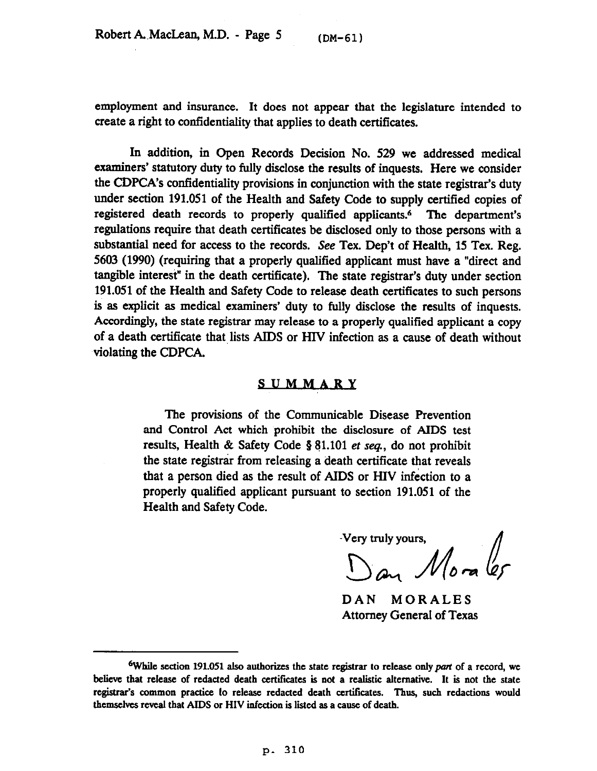employment and insurance. It does not appear that the legislature intended to create a right to confidentiality that applies to death certificates.

In addition, in Open Records Decision No. 529 we addressed medical examiners' statutory duty to fully disclose the results of inquests. Here we consider the CDPCA's confidentiality provisions in conjunction with the state registrar's duty under section 191.051 of the Health and Safety Code to supply certified copies of registered death records to properly qualified applicants.[6] The department's regulations require that death certificates be disclosed only to those persons with a substantial need for access to the records. *See* Tex. Dep't of Health, 15 Tex. Reg. 5603 (1990) (requiring that a properly qualified applicant must have a "direct and tangible interest" in the death certificate). The state registrar's duty under section 191.051 of the Health and Safety Code to release death certificates to such persons is as explicit as medical examiners' duty to fully disclose the results of inquests. Accordingly, the state registrar may release to a properly qualified applicant a copy of a death certificate that lists AIDS or HIV infection as a cause of death without violating the CDPCA.

## SUMMARY

> The provisions of the Communicable Disease Prevention and Control Act which prohibit the disclosure of AIDS test results, Health & Safety Code § 81.101 *et seq.*, do not prohibit the state registrar from releasing a death certificate that reveals that a person died as the result of AIDS or HIV infection to a properly qualified applicant pursuant to section 191.051 of the Health and Safety Code.

Very truly yours,

Dan Morales

DAN MORALES
Attorney General of Texas

---

[6]While section 191.051 also authorizes the state registrar to release only *part* of a record, we believe that release of redacted death certificates is not a realistic alternative. It is not the state registrar's common practice to release redacted death certificates. Thus, such redactions would themselves reveal that AIDS or HIV infection is listed as a cause of death.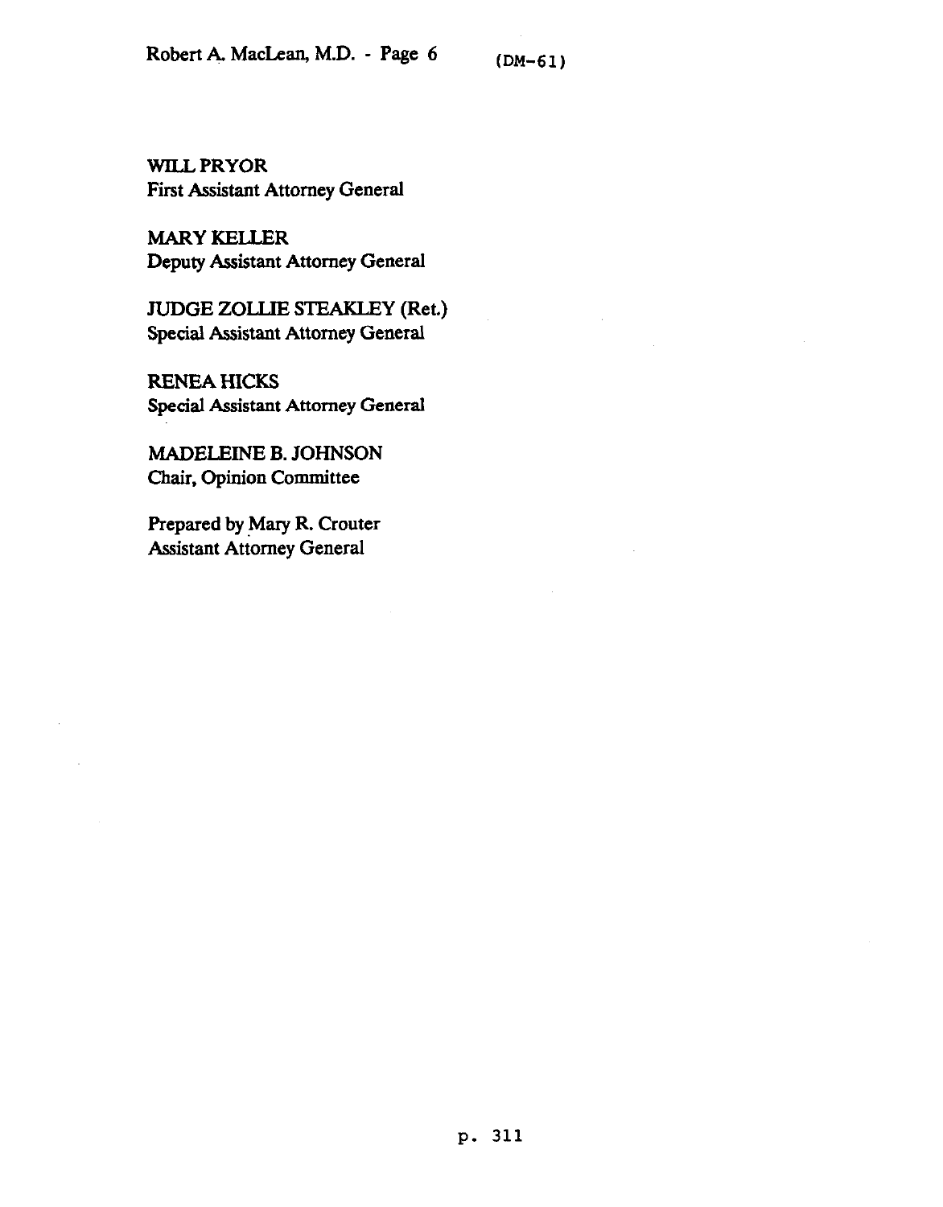WILL PRYOR
First Assistant Attorney General

MARY KELLER
Deputy Assistant Attorney General

JUDGE ZOLLIE STEAKLEY (Ret.)
Special Assistant Attorney General

RENEA HICKS
Special Assistant Attorney General

MADELEINE B. JOHNSON
Chair, Opinion Committee

Prepared by Mary R. Crouter
Assistant Attorney General